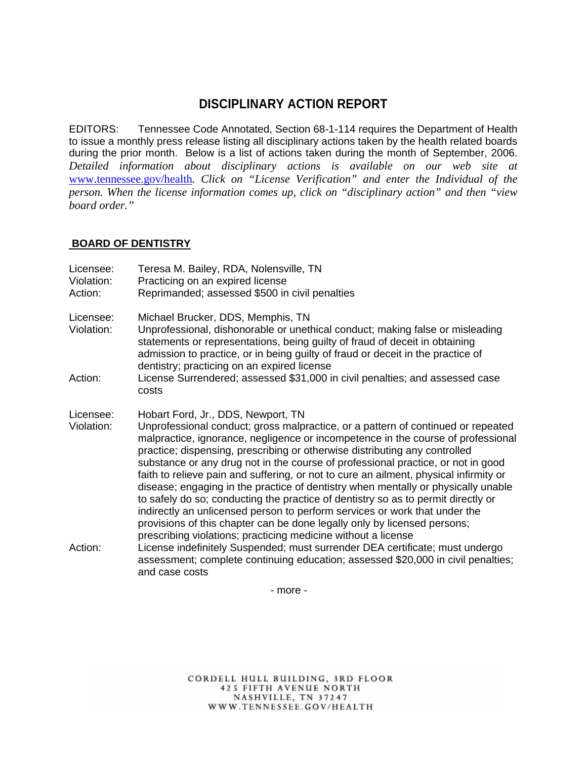# DISCIPLINARY ACTION REPORT

EDITORS: Tennessee Code Annotated, Section 68-1-114 requires the Department of Health to issue a monthly press release listing all disciplinary actions taken by the health related boards during the prior month. Below is a list of actions taken during the month of September, 2006. *Detailed information about disciplinary actions is available on our web site at [www.tennessee.gov/health](www.tennessee.gov/health). Click on "License Verification" and enter the Individual of the person. When the license information comes up, click on "disciplinary action" and then "view board order."*

## BOARD OF DENTISTRY

Licensee: Teresa M. Bailey, RDA, Nolensville, TN
Violation: Practicing on an expired license
Action: Reprimanded; assessed $500 in civil penalties

Licensee: Michael Brucker, DDS, Memphis, TN
Violation: Unprofessional, dishonorable or unethical conduct; making false or misleading statements or representations, being guilty of fraud of deceit in obtaining admission to practice, or in being guilty of fraud or deceit in the practice of dentistry; practicing on an expired license
Action: License Surrendered; assessed $31,000 in civil penalties; and assessed case costs

Licensee: Hobart Ford, Jr., DDS, Newport, TN
Violation: Unprofessional conduct; gross malpractice, or a pattern of continued or repeated malpractice, ignorance, negligence or incompetence in the course of professional practice; dispensing, prescribing or otherwise distributing any controlled substance or any drug not in the course of professional practice, or not in good faith to relieve pain and suffering, or not to cure an ailment, physical infirmity or disease; engaging in the practice of dentistry when mentally or physically unable to safely do so; conducting the practice of dentistry so as to permit directly or indirectly an unlicensed person to perform services or work that under the provisions of this chapter can be done legally only by licensed persons; prescribing violations; practicing medicine without a license
Action: License indefinitely Suspended; must surrender DEA certificate; must undergo assessment; complete continuing education; assessed $20,000 in civil penalties; and case costs

- more -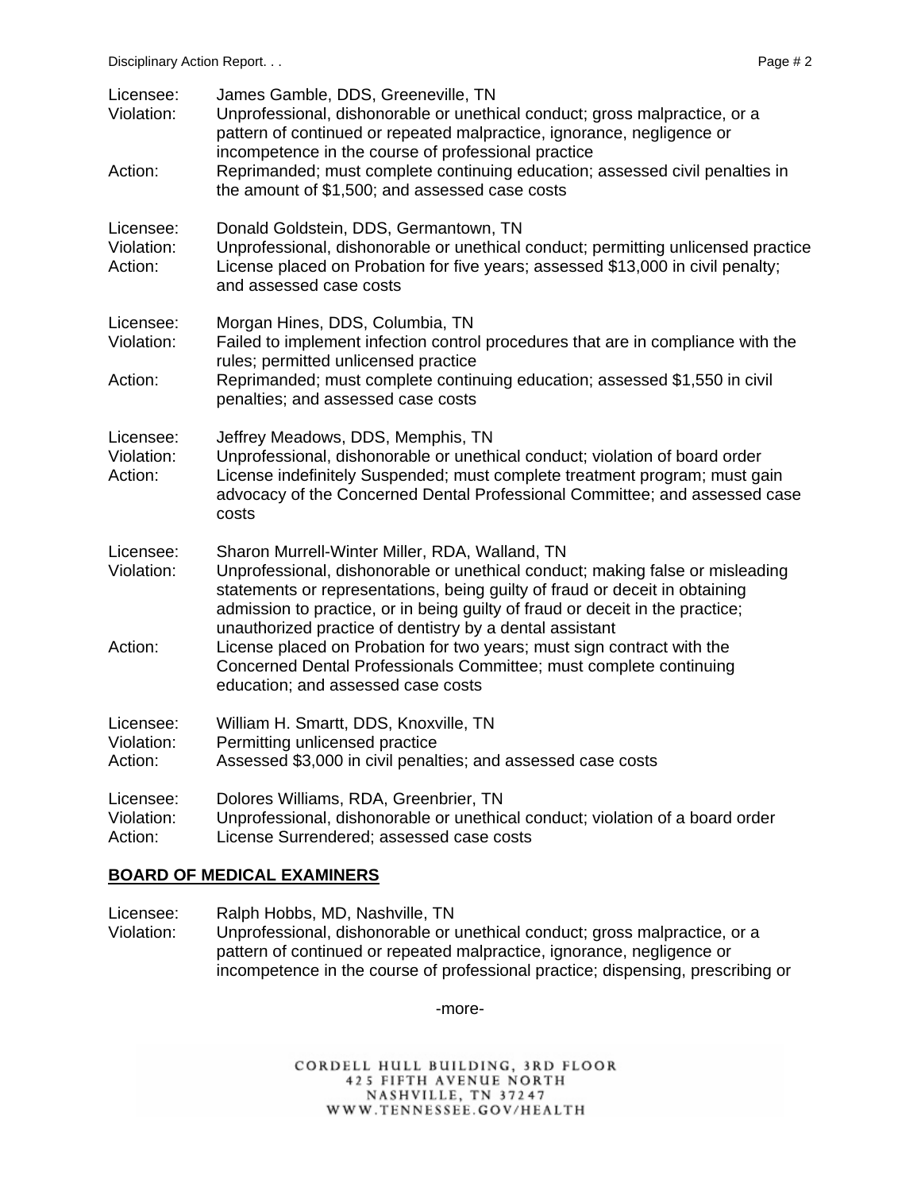Licensee: James Gamble, DDS, Greeneville, TN
Violation: Unprofessional, dishonorable or unethical conduct; gross malpractice, or a pattern of continued or repeated malpractice, ignorance, negligence or incompetence in the course of professional practice
Action: Reprimanded; must complete continuing education; assessed civil penalties in the amount of $1,500; and assessed case costs

Licensee: Donald Goldstein, DDS, Germantown, TN
Violation: Unprofessional, dishonorable or unethical conduct; permitting unlicensed practice
Action: License placed on Probation for five years; assessed $13,000 in civil penalty; and assessed case costs

Licensee: Morgan Hines, DDS, Columbia, TN
Violation: Failed to implement infection control procedures that are in compliance with the rules; permitted unlicensed practice
Action: Reprimanded; must complete continuing education; assessed $1,550 in civil penalties; and assessed case costs

Licensee: Jeffrey Meadows, DDS, Memphis, TN
Violation: Unprofessional, dishonorable or unethical conduct; violation of board order
Action: License indefinitely Suspended; must complete treatment program; must gain advocacy of the Concerned Dental Professional Committee; and assessed case costs

Licensee: Sharon Murrell-Winter Miller, RDA, Walland, TN
Violation: Unprofessional, dishonorable or unethical conduct; making false or misleading statements or representations, being guilty of fraud or deceit in obtaining admission to practice, or in being guilty of fraud or deceit in the practice; unauthorized practice of dentistry by a dental assistant
Action: License placed on Probation for two years; must sign contract with the Concerned Dental Professionals Committee; must complete continuing education; and assessed case costs

Licensee: William H. Smartt, DDS, Knoxville, TN
Violation: Permitting unlicensed practice
Action: Assessed $3,000 in civil penalties; and assessed case costs

Licensee: Dolores Williams, RDA, Greenbrier, TN
Violation: Unprofessional, dishonorable or unethical conduct; violation of a board order
Action: License Surrendered; assessed case costs

## BOARD OF MEDICAL EXAMINERS

Licensee: Ralph Hobbs, MD, Nashville, TN
Violation: Unprofessional, dishonorable or unethical conduct; gross malpractice, or a pattern of continued or repeated malpractice, ignorance, negligence or incompetence in the course of professional practice; dispensing, prescribing or

-more-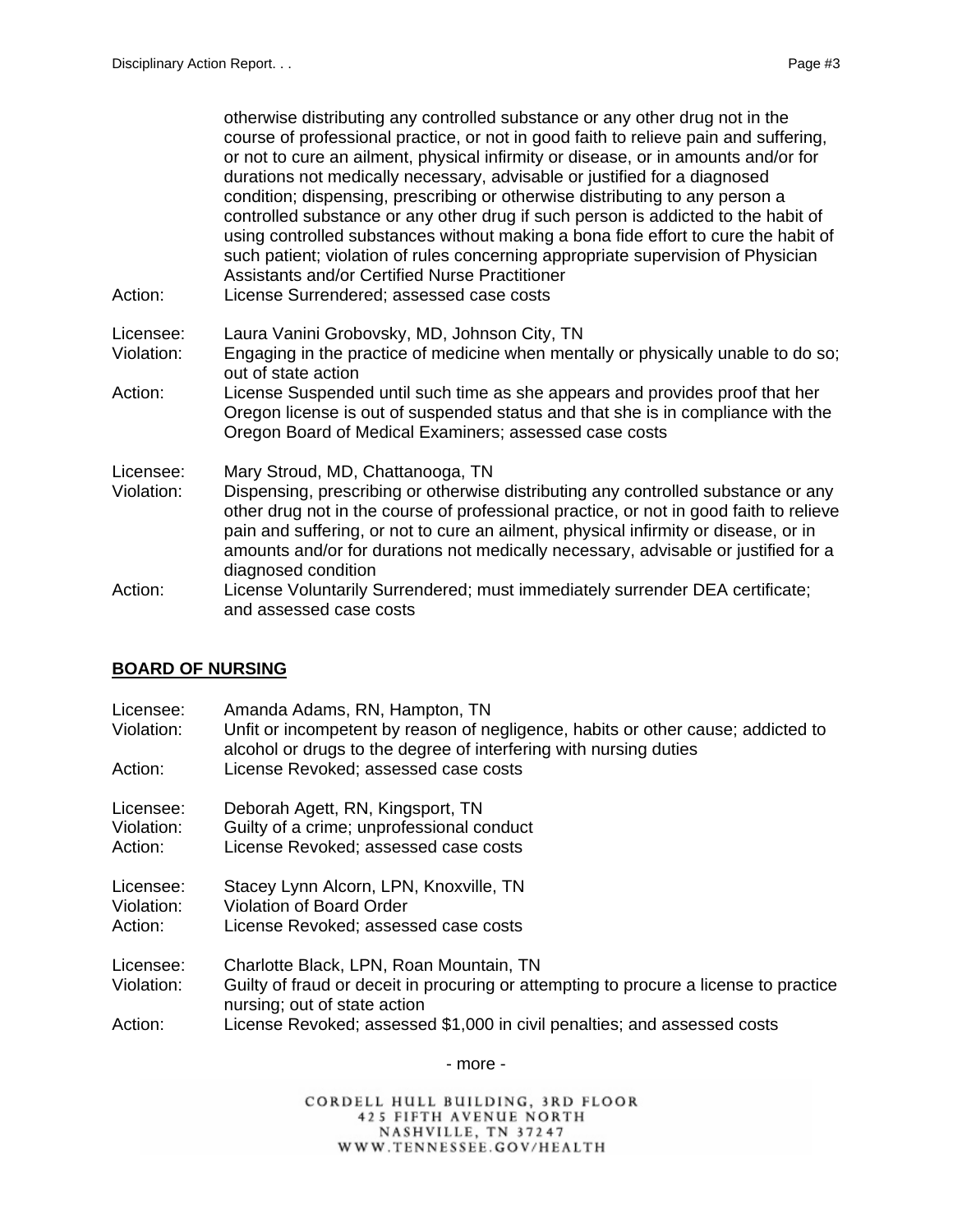otherwise distributing any controlled substance or any other drug not in the course of professional practice, or not in good faith to relieve pain and suffering, or not to cure an ailment, physical infirmity or disease, or in amounts and/or for durations not medically necessary, advisable or justified for a diagnosed condition; dispensing, prescribing or otherwise distributing to any person a controlled substance or any other drug if such person is addicted to the habit of using controlled substances without making a bona fide effort to cure the habit of such patient; violation of rules concerning appropriate supervision of Physician Assistants and/or Certified Nurse Practitioner

Action: License Surrendered; assessed case costs

Licensee: Laura Vanini Grobovsky, MD, Johnson City, TN
Violation: Engaging in the practice of medicine when mentally or physically unable to do so; out of state action
Action: License Suspended until such time as she appears and provides proof that her Oregon license is out of suspended status and that she is in compliance with the Oregon Board of Medical Examiners; assessed case costs

Licensee: Mary Stroud, MD, Chattanooga, TN
Violation: Dispensing, prescribing or otherwise distributing any controlled substance or any other drug not in the course of professional practice, or not in good faith to relieve pain and suffering, or not to cure an ailment, physical infirmity or disease, or in amounts and/or for durations not medically necessary, advisable or justified for a diagnosed condition
Action: License Voluntarily Surrendered; must immediately surrender DEA certificate; and assessed case costs

## BOARD OF NURSING

Licensee: Amanda Adams, RN, Hampton, TN
Violation: Unfit or incompetent by reason of negligence, habits or other cause; addicted to alcohol or drugs to the degree of interfering with nursing duties
Action: License Revoked; assessed case costs

Licensee: Deborah Agett, RN, Kingsport, TN
Violation: Guilty of a crime; unprofessional conduct
Action: License Revoked; assessed case costs

Licensee: Stacey Lynn Alcorn, LPN, Knoxville, TN
Violation: Violation of Board Order
Action: License Revoked; assessed case costs

Licensee: Charlotte Black, LPN, Roan Mountain, TN
Violation: Guilty of fraud or deceit in procuring or attempting to procure a license to practice nursing; out of state action
Action: License Revoked; assessed $1,000 in civil penalties; and assessed costs

- more -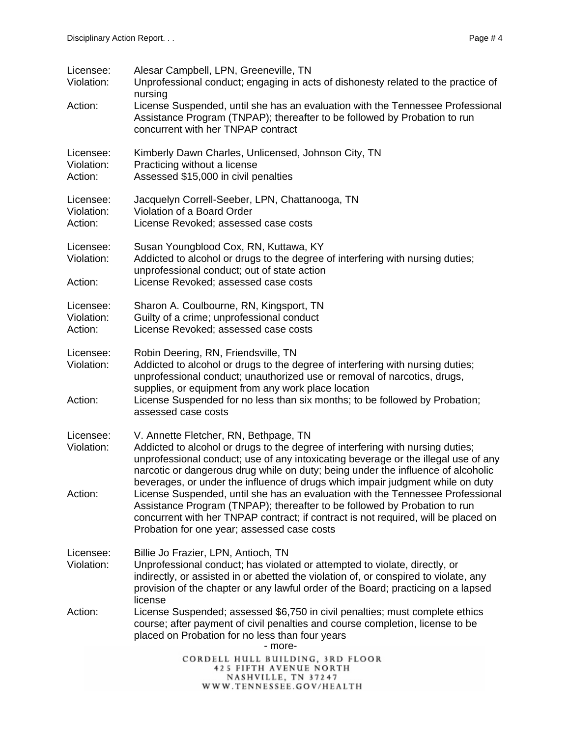Licensee: Alesar Campbell, LPN, Greeneville, TN
Violation: Unprofessional conduct; engaging in acts of dishonesty related to the practice of nursing
Action: License Suspended, until she has an evaluation with the Tennessee Professional Assistance Program (TNPAP); thereafter to be followed by Probation to run concurrent with her TNPAP contract

Licensee: Kimberly Dawn Charles, Unlicensed, Johnson City, TN
Violation: Practicing without a license
Action: Assessed $15,000 in civil penalties

Licensee: Jacquelyn Correll-Seeber, LPN, Chattanooga, TN
Violation: Violation of a Board Order
Action: License Revoked; assessed case costs

Licensee: Susan Youngblood Cox, RN, Kuttawa, KY
Violation: Addicted to alcohol or drugs to the degree of interfering with nursing duties; unprofessional conduct; out of state action
Action: License Revoked; assessed case costs

Licensee: Sharon A. Coulbourne, RN, Kingsport, TN
Violation: Guilty of a crime; unprofessional conduct
Action: License Revoked; assessed case costs

Licensee: Robin Deering, RN, Friendsville, TN
Violation: Addicted to alcohol or drugs to the degree of interfering with nursing duties; unprofessional conduct; unauthorized use or removal of narcotics, drugs, supplies, or equipment from any work place location
Action: License Suspended for no less than six months; to be followed by Probation; assessed case costs

Licensee: V. Annette Fletcher, RN, Bethpage, TN
Violation: Addicted to alcohol or drugs to the degree of interfering with nursing duties; unprofessional conduct; use of any intoxicating beverage or the illegal use of any narcotic or dangerous drug while on duty; being under the influence of alcoholic beverages, or under the influence of drugs which impair judgment while on duty
Action: License Suspended, until she has an evaluation with the Tennessee Professional Assistance Program (TNPAP); thereafter to be followed by Probation to run concurrent with her TNPAP contract; if contract is not required, will be placed on Probation for one year; assessed case costs

Licensee: Billie Jo Frazier, LPN, Antioch, TN
Violation: Unprofessional conduct; has violated or attempted to violate, directly, or indirectly, or assisted in or abetted the violation of, or conspired to violate, any provision of the chapter or any lawful order of the Board; practicing on a lapsed license
Action: License Suspended; assessed $6,750 in civil penalties; must complete ethics course; after payment of civil penalties and course completion, license to be placed on Probation for no less than four years

- more-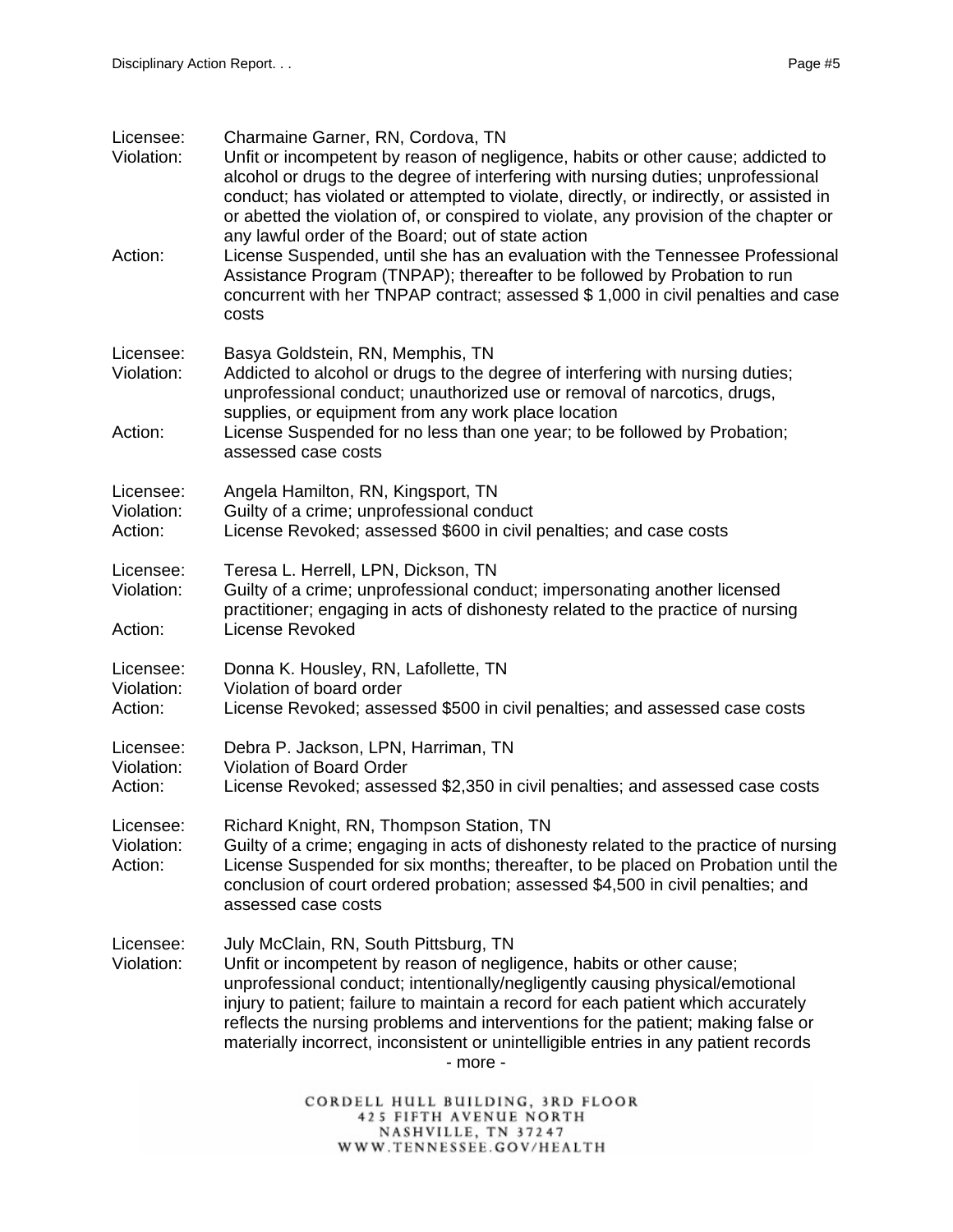Licensee: Charmaine Garner, RN, Cordova, TN
Violation: Unfit or incompetent by reason of negligence, habits or other cause; addicted to alcohol or drugs to the degree of interfering with nursing duties; unprofessional conduct; has violated or attempted to violate, directly, or indirectly, or assisted in or abetted the violation of, or conspired to violate, any provision of the chapter or any lawful order of the Board; out of state action
Action: License Suspended, until she has an evaluation with the Tennessee Professional Assistance Program (TNPAP); thereafter to be followed by Probation to run concurrent with her TNPAP contract; assessed $ 1,000 in civil penalties and case costs

Licensee: Basya Goldstein, RN, Memphis, TN
Violation: Addicted to alcohol or drugs to the degree of interfering with nursing duties; unprofessional conduct; unauthorized use or removal of narcotics, drugs, supplies, or equipment from any work place location
Action: License Suspended for no less than one year; to be followed by Probation; assessed case costs

Licensee: Angela Hamilton, RN, Kingsport, TN
Violation: Guilty of a crime; unprofessional conduct
Action: License Revoked; assessed $600 in civil penalties; and case costs

Licensee: Teresa L. Herrell, LPN, Dickson, TN
Violation: Guilty of a crime; unprofessional conduct; impersonating another licensed practitioner; engaging in acts of dishonesty related to the practice of nursing
Action: License Revoked

Licensee: Donna K. Housley, RN, Lafollette, TN
Violation: Violation of board order
Action: License Revoked; assessed $500 in civil penalties; and assessed case costs

Licensee: Debra P. Jackson, LPN, Harriman, TN
Violation: Violation of Board Order
Action: License Revoked; assessed $2,350 in civil penalties; and assessed case costs

Licensee: Richard Knight, RN, Thompson Station, TN
Violation: Guilty of a crime; engaging in acts of dishonesty related to the practice of nursing
Action: License Suspended for six months; thereafter, to be placed on Probation until the conclusion of court ordered probation; assessed $4,500 in civil penalties; and assessed case costs

Licensee: July McClain, RN, South Pittsburg, TN
Violation: Unfit or incompetent by reason of negligence, habits or other cause; unprofessional conduct; intentionally/negligently causing physical/emotional injury to patient; failure to maintain a record for each patient which accurately reflects the nursing problems and interventions for the patient; making false or materially incorrect, inconsistent or unintelligible entries in any patient records

- more -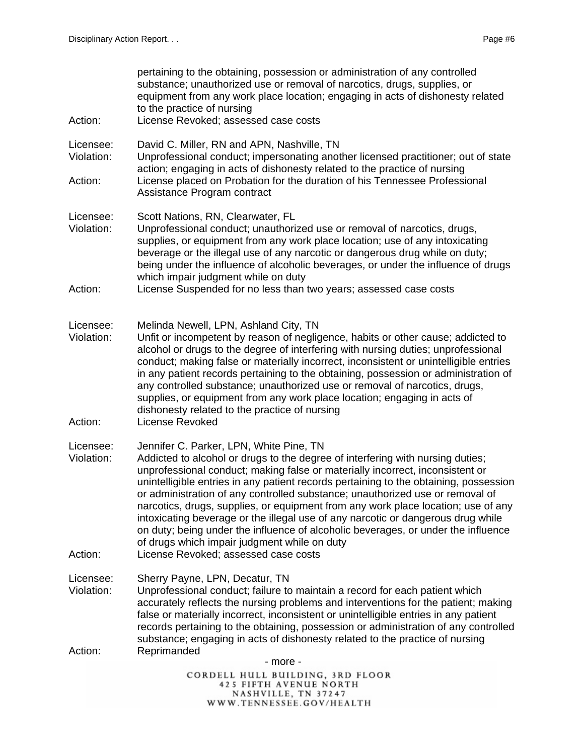pertaining to the obtaining, possession or administration of any controlled substance; unauthorized use or removal of narcotics, drugs, supplies, or equipment from any work place location; engaging in acts of dishonesty related to the practice of nursing

Action: License Revoked; assessed case costs

Licensee: David C. Miller, RN and APN, Nashville, TN

Violation: Unprofessional conduct; impersonating another licensed practitioner; out of state action; engaging in acts of dishonesty related to the practice of nursing

Action: License placed on Probation for the duration of his Tennessee Professional Assistance Program contract

Licensee: Scott Nations, RN, Clearwater, FL

Violation: Unprofessional conduct; unauthorized use or removal of narcotics, drugs, supplies, or equipment from any work place location; use of any intoxicating beverage or the illegal use of any narcotic or dangerous drug while on duty; being under the influence of alcoholic beverages, or under the influence of drugs which impair judgment while on duty

Action: License Suspended for no less than two years; assessed case costs

Licensee: Melinda Newell, LPN, Ashland City, TN

Violation: Unfit or incompetent by reason of negligence, habits or other cause; addicted to alcohol or drugs to the degree of interfering with nursing duties; unprofessional conduct; making false or materially incorrect, inconsistent or unintelligible entries in any patient records pertaining to the obtaining, possession or administration of any controlled substance; unauthorized use or removal of narcotics, drugs, supplies, or equipment from any work place location; engaging in acts of dishonesty related to the practice of nursing

Action: License Revoked

Licensee: Jennifer C. Parker, LPN, White Pine, TN

Violation: Addicted to alcohol or drugs to the degree of interfering with nursing duties; unprofessional conduct; making false or materially incorrect, inconsistent or unintelligible entries in any patient records pertaining to the obtaining, possession or administration of any controlled substance; unauthorized use or removal of narcotics, drugs, supplies, or equipment from any work place location; use of any intoxicating beverage or the illegal use of any narcotic or dangerous drug while on duty; being under the influence of alcoholic beverages, or under the influence of drugs which impair judgment while on duty

Action: License Revoked; assessed case costs

Licensee: Sherry Payne, LPN, Decatur, TN

Violation: Unprofessional conduct; failure to maintain a record for each patient which accurately reflects the nursing problems and interventions for the patient; making false or materially incorrect, inconsistent or unintelligible entries in any patient records pertaining to the obtaining, possession or administration of any controlled substance; engaging in acts of dishonesty related to the practice of nursing

Action: Reprimanded

- more -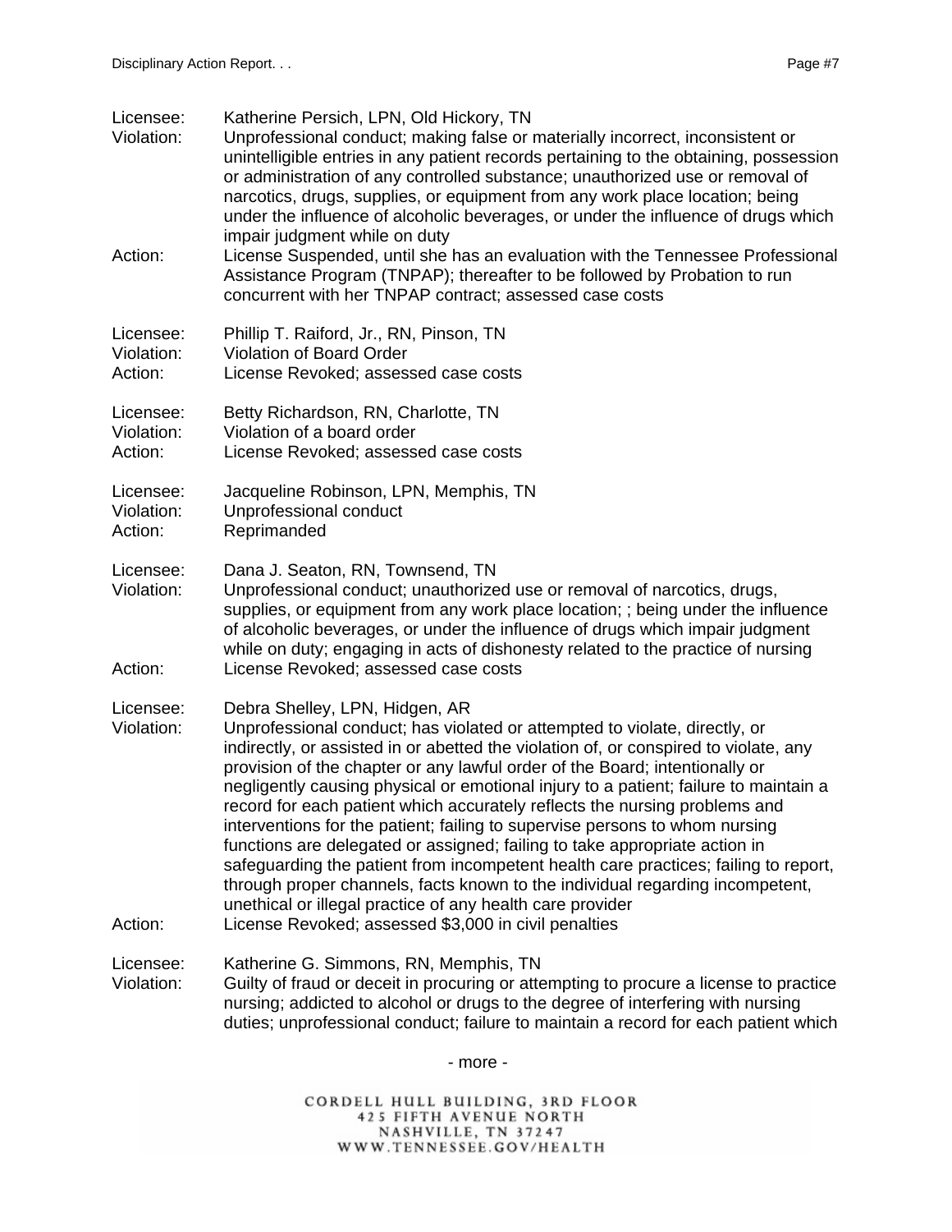Licensee: Katherine Persich, LPN, Old Hickory, TN
Violation: Unprofessional conduct; making false or materially incorrect, inconsistent or unintelligible entries in any patient records pertaining to the obtaining, possession or administration of any controlled substance; unauthorized use or removal of narcotics, drugs, supplies, or equipment from any work place location; being under the influence of alcoholic beverages, or under the influence of drugs which impair judgment while on duty
Action: License Suspended, until she has an evaluation with the Tennessee Professional Assistance Program (TNPAP); thereafter to be followed by Probation to run concurrent with her TNPAP contract; assessed case costs

Licensee: Phillip T. Raiford, Jr., RN, Pinson, TN
Violation: Violation of Board Order
Action: License Revoked; assessed case costs

Licensee: Betty Richardson, RN, Charlotte, TN
Violation: Violation of a board order
Action: License Revoked; assessed case costs

Licensee: Jacqueline Robinson, LPN, Memphis, TN
Violation: Unprofessional conduct
Action: Reprimanded

Licensee: Dana J. Seaton, RN, Townsend, TN
Violation: Unprofessional conduct; unauthorized use or removal of narcotics, drugs, supplies, or equipment from any work place location; ; being under the influence of alcoholic beverages, or under the influence of drugs which impair judgment while on duty; engaging in acts of dishonesty related to the practice of nursing
Action: License Revoked; assessed case costs

Licensee: Debra Shelley, LPN, Hidgen, AR
Violation: Unprofessional conduct; has violated or attempted to violate, directly, or indirectly, or assisted in or abetted the violation of, or conspired to violate, any provision of the chapter or any lawful order of the Board; intentionally or negligently causing physical or emotional injury to a patient; failure to maintain a record for each patient which accurately reflects the nursing problems and interventions for the patient; failing to supervise persons to whom nursing functions are delegated or assigned; failing to take appropriate action in safeguarding the patient from incompetent health care practices; failing to report, through proper channels, facts known to the individual regarding incompetent, unethical or illegal practice of any health care provider
Action: License Revoked; assessed $3,000 in civil penalties

Licensee: Katherine G. Simmons, RN, Memphis, TN
Violation: Guilty of fraud or deceit in procuring or attempting to procure a license to practice nursing; addicted to alcohol or drugs to the degree of interfering with nursing duties; unprofessional conduct; failure to maintain a record for each patient which

- more -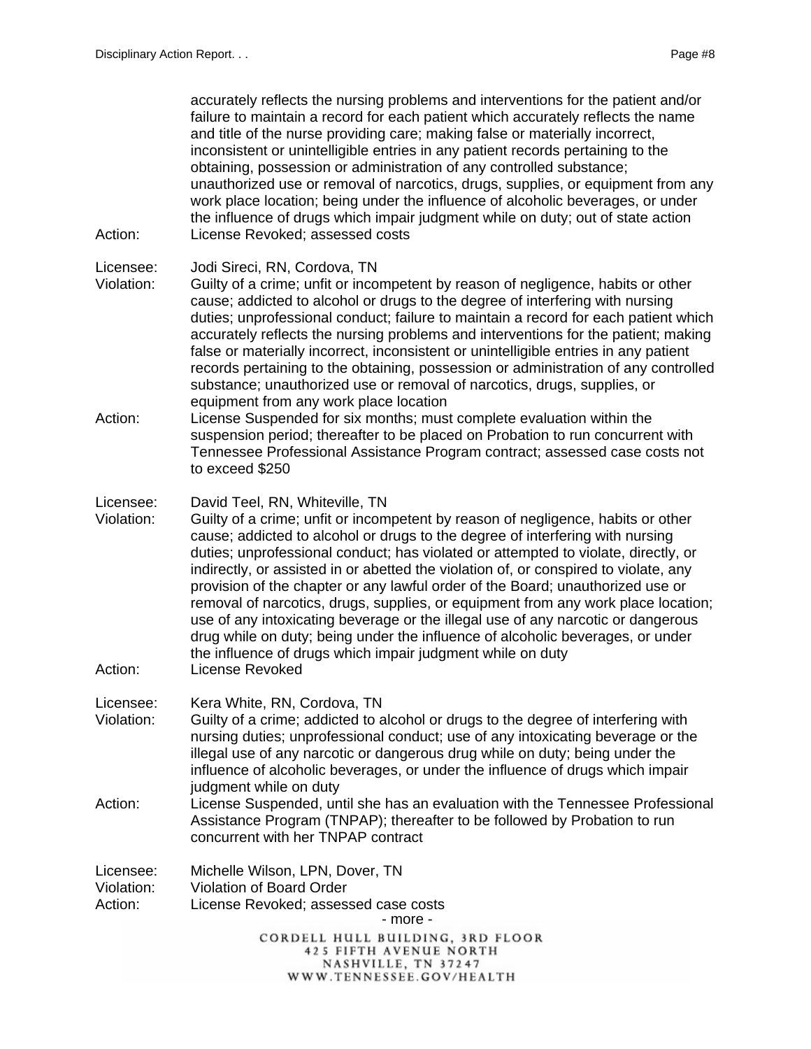accurately reflects the nursing problems and interventions for the patient and/or failure to maintain a record for each patient which accurately reflects the name and title of the nurse providing care; making false or materially incorrect, inconsistent or unintelligible entries in any patient records pertaining to the obtaining, possession or administration of any controlled substance; unauthorized use or removal of narcotics, drugs, supplies, or equipment from any work place location; being under the influence of alcoholic beverages, or under the influence of drugs which impair judgment while on duty; out of state action

Action: License Revoked; assessed costs

Licensee: Jodi Sireci, RN, Cordova, TN

Violation: Guilty of a crime; unfit or incompetent by reason of negligence, habits or other cause; addicted to alcohol or drugs to the degree of interfering with nursing duties; unprofessional conduct; failure to maintain a record for each patient which accurately reflects the nursing problems and interventions for the patient; making false or materially incorrect, inconsistent or unintelligible entries in any patient records pertaining to the obtaining, possession or administration of any controlled substance; unauthorized use or removal of narcotics, drugs, supplies, or equipment from any work place location

Action: License Suspended for six months; must complete evaluation within the suspension period; thereafter to be placed on Probation to run concurrent with Tennessee Professional Assistance Program contract; assessed case costs not to exceed $250

Licensee: David Teel, RN, Whiteville, TN

Violation: Guilty of a crime; unfit or incompetent by reason of negligence, habits or other cause; addicted to alcohol or drugs to the degree of interfering with nursing duties; unprofessional conduct; has violated or attempted to violate, directly, or indirectly, or assisted in or abetted the violation of, or conspired to violate, any provision of the chapter or any lawful order of the Board; unauthorized use or removal of narcotics, drugs, supplies, or equipment from any work place location; use of any intoxicating beverage or the illegal use of any narcotic or dangerous drug while on duty; being under the influence of alcoholic beverages, or under the influence of drugs which impair judgment while on duty

Action: License Revoked

Licensee: Kera White, RN, Cordova, TN

Violation: Guilty of a crime; addicted to alcohol or drugs to the degree of interfering with nursing duties; unprofessional conduct; use of any intoxicating beverage or the illegal use of any narcotic or dangerous drug while on duty; being under the influence of alcoholic beverages, or under the influence of drugs which impair judgment while on duty

Action: License Suspended, until she has an evaluation with the Tennessee Professional Assistance Program (TNPAP); thereafter to be followed by Probation to run concurrent with her TNPAP contract

Licensee: Michelle Wilson, LPN, Dover, TN

Violation: Violation of Board Order

Action: License Revoked; assessed case costs

- more -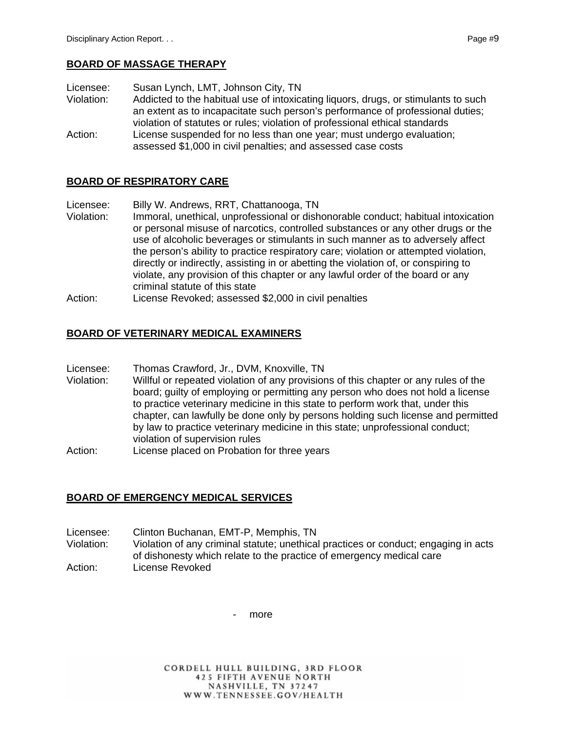## BOARD OF MASSAGE THERAPY

Licensee: Susan Lynch, LMT, Johnson City, TN
Violation: Addicted to the habitual use of intoxicating liquors, drugs, or stimulants to such an extent as to incapacitate such person's performance of professional duties; violation of statutes or rules; violation of professional ethical standards
Action: License suspended for no less than one year; must undergo evaluation; assessed $1,000 in civil penalties; and assessed case costs

## BOARD OF RESPIRATORY CARE

Licensee: Billy W. Andrews, RRT, Chattanooga, TN
Violation: Immoral, unethical, unprofessional or dishonorable conduct; habitual intoxication or personal misuse of narcotics, controlled substances or any other drugs or the use of alcoholic beverages or stimulants in such manner as to adversely affect the person's ability to practice respiratory care; violation or attempted violation, directly or indirectly, assisting in or abetting the violation of, or conspiring to violate, any provision of this chapter or any lawful order of the board or any criminal statute of this state
Action: License Revoked; assessed $2,000 in civil penalties

## BOARD OF VETERINARY MEDICAL EXAMINERS

Licensee: Thomas Crawford, Jr., DVM, Knoxville, TN
Violation: Willful or repeated violation of any provisions of this chapter or any rules of the board; guilty of employing or permitting any person who does not hold a license to practice veterinary medicine in this state to perform work that, under this chapter, can lawfully be done only by persons holding such license and permitted by law to practice veterinary medicine in this state; unprofessional conduct; violation of supervision rules
Action: License placed on Probation for three years

## BOARD OF EMERGENCY MEDICAL SERVICES

Licensee: Clinton Buchanan, EMT-P, Memphis, TN
Violation: Violation of any criminal statute; unethical practices or conduct; engaging in acts of dishonesty which relate to the practice of emergency medical care
Action: License Revoked

- more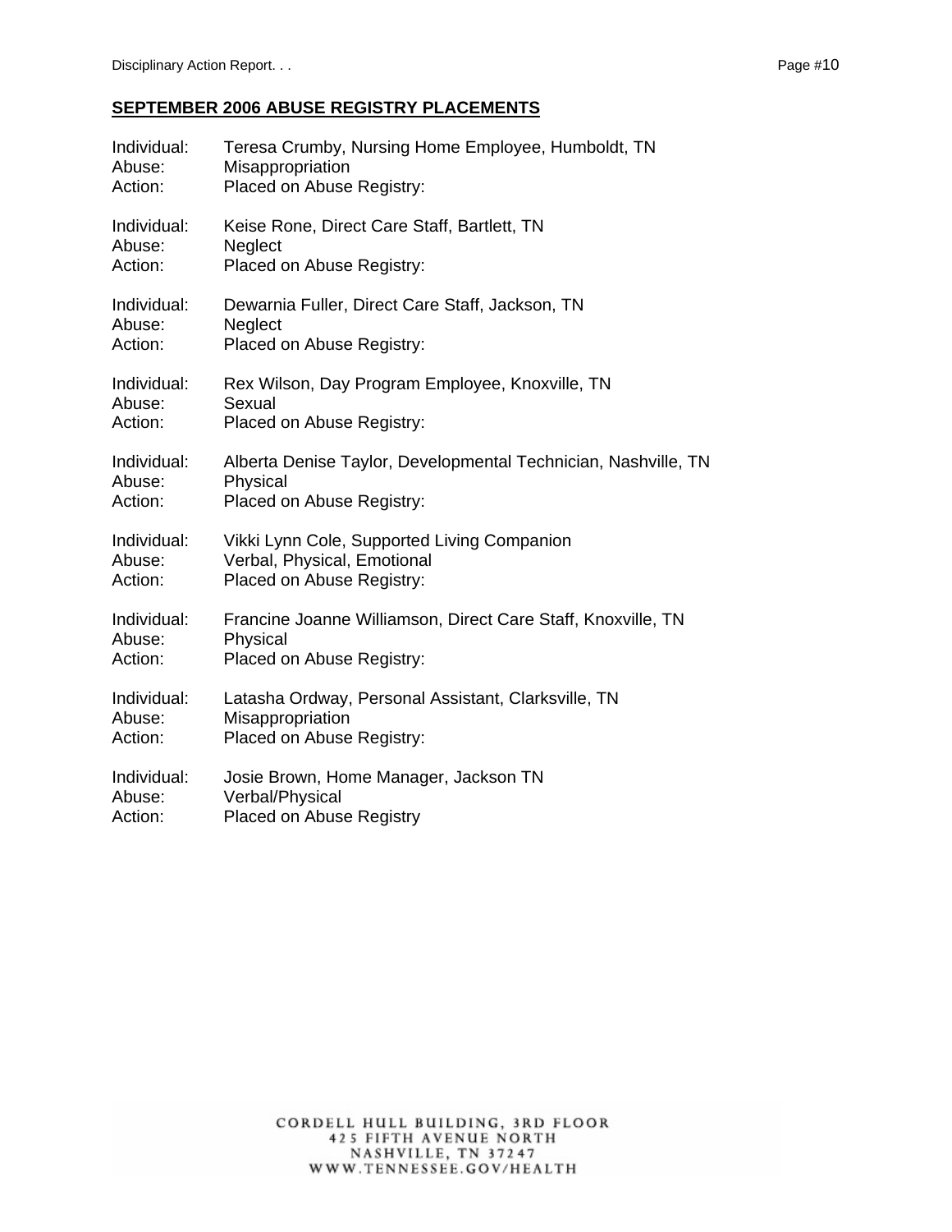**SEPTEMBER 2006 ABUSE REGISTRY PLACEMENTS**

Individual: Teresa Crumby, Nursing Home Employee, Humboldt, TN
Abuse: Misappropriation
Action: Placed on Abuse Registry:

Individual: Keise Rone, Direct Care Staff, Bartlett, TN
Abuse: Neglect
Action: Placed on Abuse Registry:

Individual: Dewarnia Fuller, Direct Care Staff, Jackson, TN
Abuse: Neglect
Action: Placed on Abuse Registry:

Individual: Rex Wilson, Day Program Employee, Knoxville, TN
Abuse: Sexual
Action: Placed on Abuse Registry:

Individual: Alberta Denise Taylor, Developmental Technician, Nashville, TN
Abuse: Physical
Action: Placed on Abuse Registry:

Individual: Vikki Lynn Cole, Supported Living Companion
Abuse: Verbal, Physical, Emotional
Action: Placed on Abuse Registry:

Individual: Francine Joanne Williamson, Direct Care Staff, Knoxville, TN
Abuse: Physical
Action: Placed on Abuse Registry:

Individual: Latasha Ordway, Personal Assistant, Clarksville, TN
Abuse: Misappropriation
Action: Placed on Abuse Registry:

Individual: Josie Brown, Home Manager, Jackson TN
Abuse: Verbal/Physical
Action: Placed on Abuse Registry

CORDELL HULL BUILDING, 3RD FLOOR
425 FIFTH AVENUE NORTH
NASHVILLE, TN 37247
WWW.TENNESSEE.GOV/HEALTH